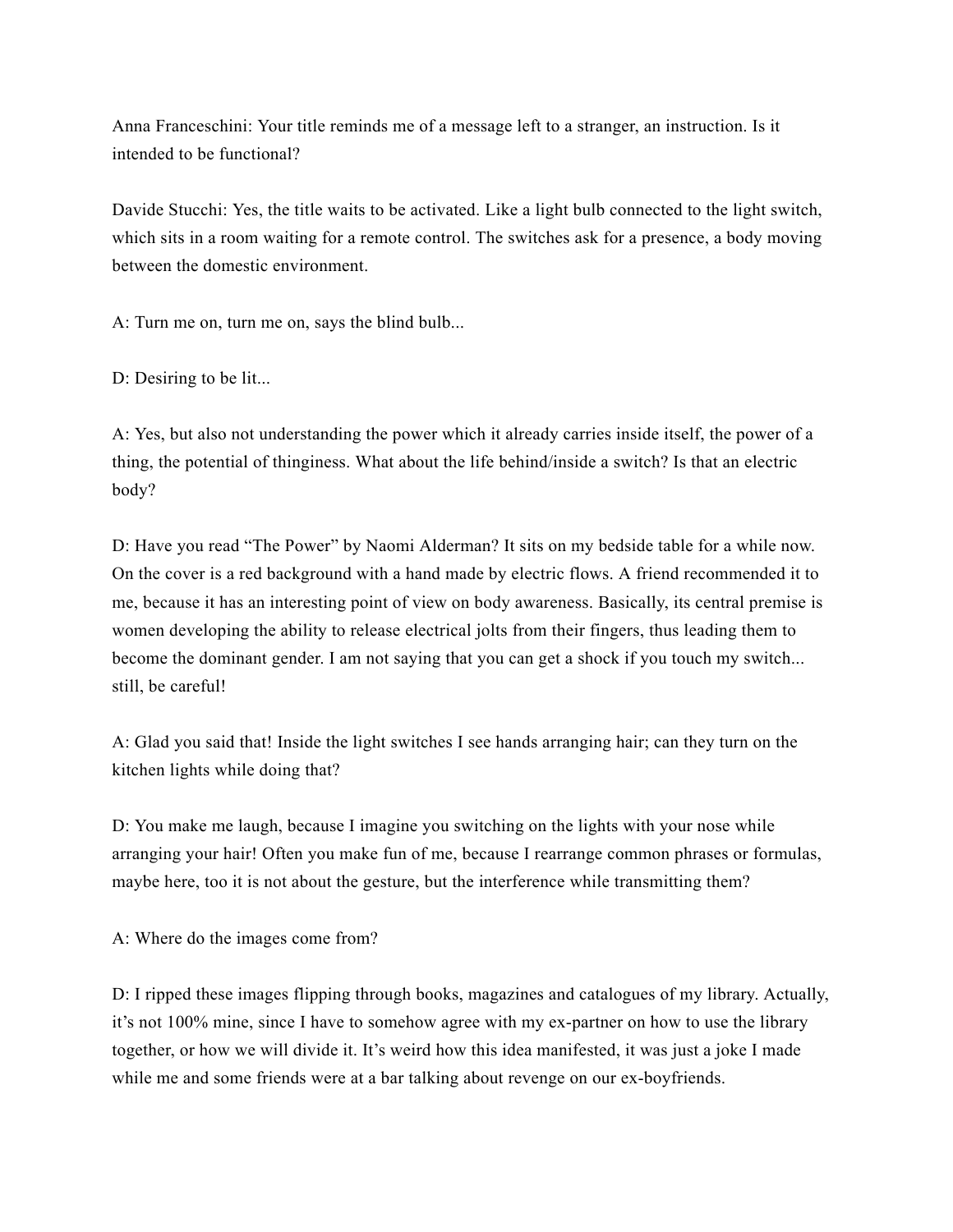Anna Franceschini: Your title reminds me of a message left to a stranger, an instruction. Is it intended to be functional?

Davide Stucchi: Yes, the title waits to be activated. Like a light bulb connected to the light switch, which sits in a room waiting for a remote control. The switches ask for a presence, a body moving between the domestic environment.

A: Turn me on, turn me on, says the blind bulb...

D: Desiring to be lit...

A: Yes, but also not understanding the power which it already carries inside itself, the power of a thing, the potential of thinginess. What about the life behind/inside a switch? Is that an electric body?

D: Have you read "The Power" by Naomi Alderman? It sits on my bedside table for a while now. On the cover is a red background with a hand made by electric flows. A friend recommended it to me, because it has an interesting point of view on body awareness. Basically, its central premise is women developing the ability to release electrical jolts from their fingers, thus leading them to become the dominant gender. I am not saying that you can get a shock if you touch my switch... still, be careful!

A: Glad you said that! Inside the light switches I see hands arranging hair; can they turn on the kitchen lights while doing that?

D: You make me laugh, because I imagine you switching on the lights with your nose while arranging your hair! Often you make fun of me, because I rearrange common phrases or formulas, maybe here, too it is not about the gesture, but the interference while transmitting them?

A: Where do the images come from?

D: I ripped these images flipping through books, magazines and catalogues of my library. Actually, it's not 100% mine, since I have to somehow agree with my ex-partner on how to use the library together, or how we will divide it. It's weird how this idea manifested, it was just a joke I made while me and some friends were at a bar talking about revenge on our ex-boyfriends.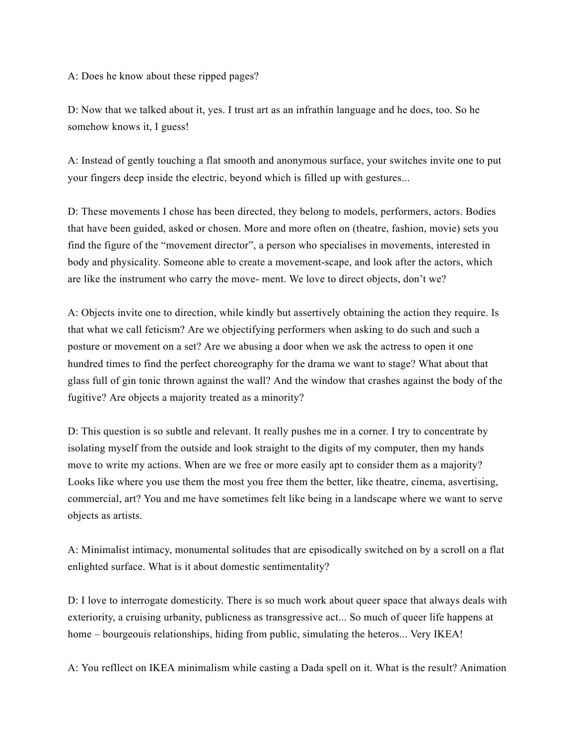A: Does he know about these ripped pages?

D: Now that we talked about it, yes. I trust art as an infrathin language and he does, too. So he somehow knows it, I guess!

A: Instead of gently touching a flat smooth and anonymous surface, your switches invite one to put your fingers deep inside the electric, beyond which is filled up with gestures...

D: These movements I chose has been directed, they belong to models, performers, actors. Bodies that have been guided, asked or chosen. More and more often on (theatre, fashion, movie) sets you find the figure of the "movement director", a person who specialises in movements, interested in body and physicality. Someone able to create a movement-scape, and look after the actors, which are like the instrument who carry the move- ment. We love to direct objects, don't we?

A: Objects invite one to direction, while kindly but assertively obtaining the action they require. Is that what we call feticism? Are we objectifying performers when asking to do such and such a posture or movement on a set? Are we abusing a door when we ask the actress to open it one hundred times to find the perfect choreography for the drama we want to stage? What about that glass full of gin tonic thrown against the wall? And the window that crashes against the body of the fugitive? Are objects a majority treated as a minority?

D: This question is so subtle and relevant. It really pushes me in a corner. I try to concentrate by isolating myself from the outside and look straight to the digits of my computer, then my hands move to write my actions. When are we free or more easily apt to consider them as a majority? Looks like where you use them the most you free them the better, like theatre, cinema, asvertising, commercial, art? You and me have sometimes felt like being in a landscape where we want to serve objects as artists.

A: Minimalist intimacy, monumental solitudes that are episodically switched on by a scroll on a flat enlighted surface. What is it about domestic sentimentality?

D: I love to interrogate domesticity. There is so much work about queer space that always deals with exteriority, a cruising urbanity, publicness as transgressive act... So much of queer life happens at home – bourgeouis relationships, hiding from public, simulating the heteros... Very IKEA!

A: You refllect on IKEA minimalism while casting a Dada spell on it. What is the result? Animation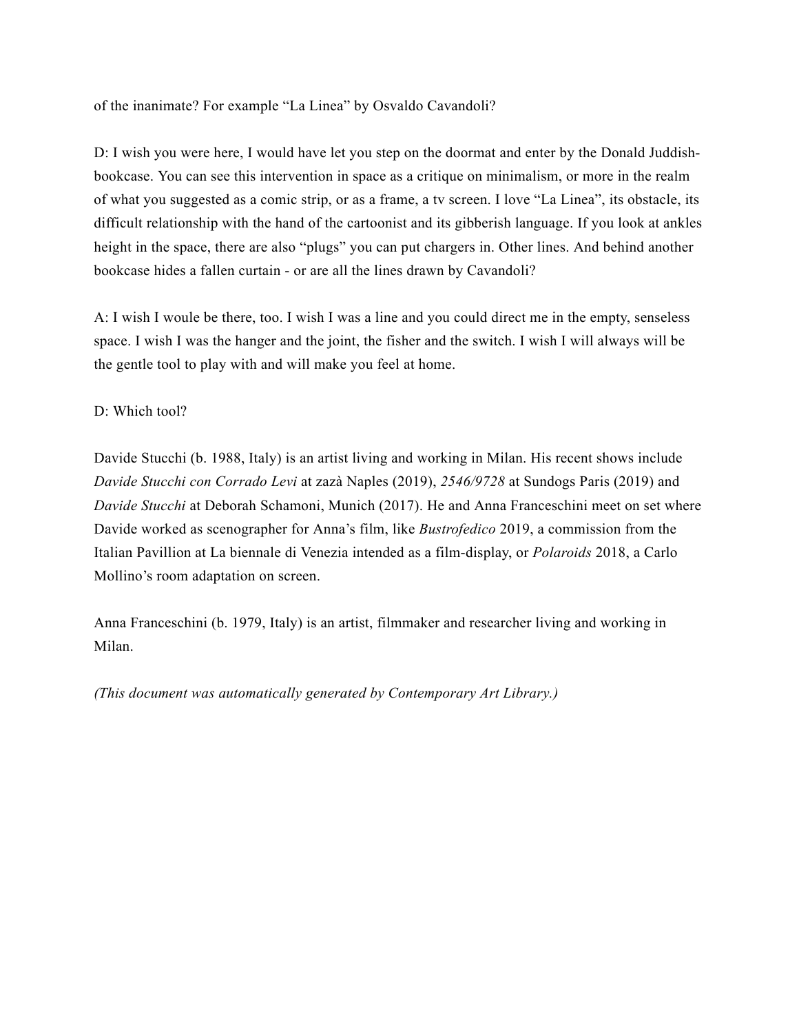of the inanimate? For example “La Linea” by Osvaldo Cavandoli?

D: I wish you were here, I would have let you step on the doormat and enter by the Donald Juddish-bookcase. You can see this intervention in space as a critique on minimalism, or more in the realm of what you suggested as a comic strip, or as a frame, a tv screen. I love “La Linea”, its obstacle, its difficult relationship with the hand of the cartoonist and its gibberish language. If you look at ankles height in the space, there are also “plugs” you can put chargers in. Other lines. And behind another bookcase hides a fallen curtain - or are all the lines drawn by Cavandoli?

A: I wish I woule be there, too. I wish I was a line and you could direct me in the empty, senseless space. I wish I was the hanger and the joint, the fisher and the switch. I wish I will always will be the gentle tool to play with and will make you feel at home.

D: Which tool?

Davide Stucchi (b. 1988, Italy) is an artist living and working in Milan. His recent shows include *Davide Stucchi con Corrado Levi* at zazà Naples (2019), *2546/9728* at Sundogs Paris (2019) and *Davide Stucchi* at Deborah Schamoni, Munich (2017). He and Anna Franceschini meet on set where Davide worked as scenographer for Anna’s film, like *Bustrofedico* 2019, a commission from the Italian Pavillion at La biennale di Venezia intended as a film-display, or *Polaroids* 2018, a Carlo Mollino’s room adaptation on screen.

Anna Franceschini (b. 1979, Italy) is an artist, filmmaker and researcher living and working in Milan.

*(This document was automatically generated by Contemporary Art Library.)*